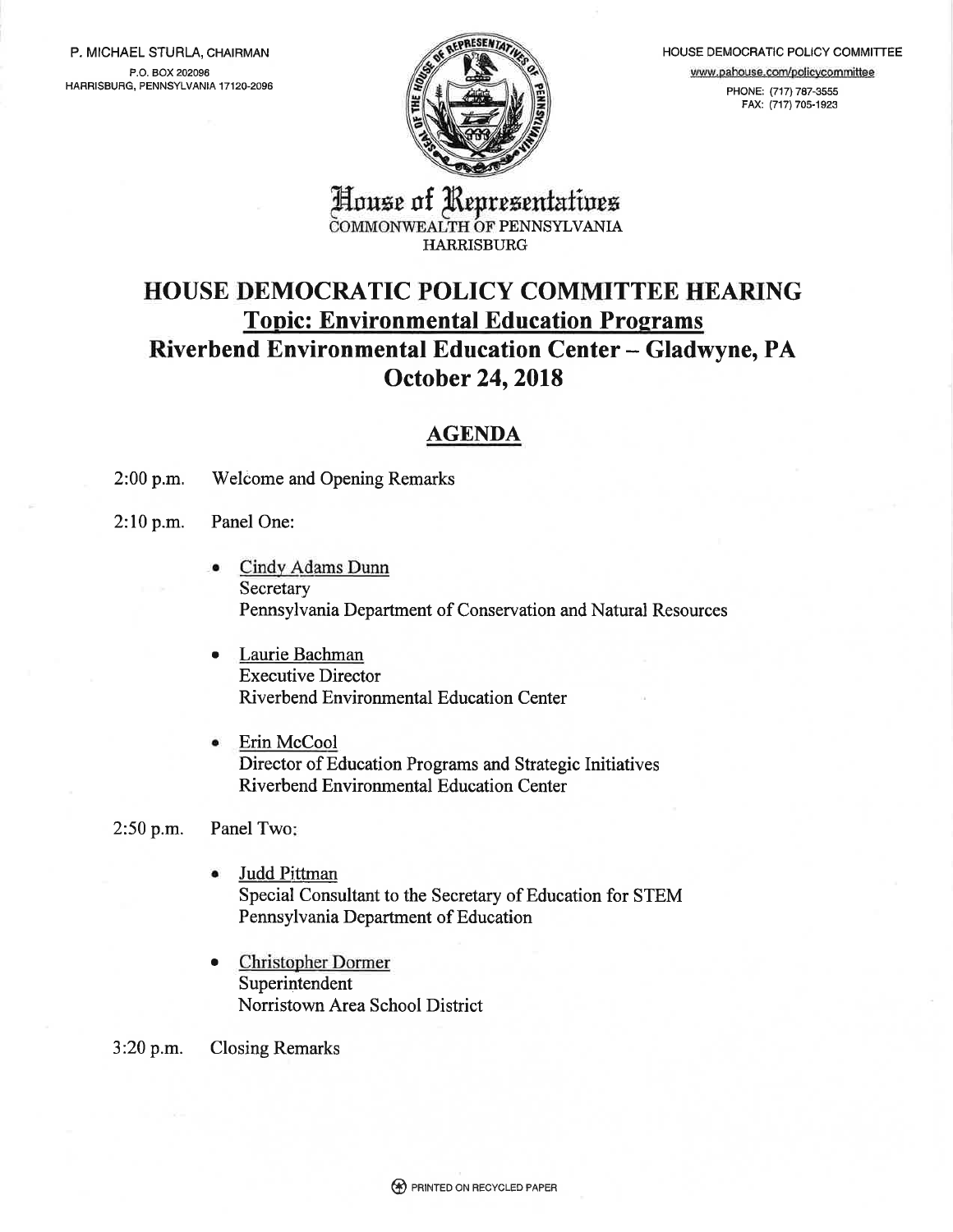P. MICHAEL STURLA, CHAIRMAN
P.O. BOX 202096
HARRISBURG, PENNSYLVANIA 17120-2096

HOUSE DEMOCRATIC POLICY COMMITTEE
www.pahouse.com/policycommittee
PHONE: (717) 787-3555
FAX: (717) 705-1923

House of Representatives
COMMONWEALTH OF PENNSYLVANIA
HARRISBURG

# HOUSE DEMOCRATIC POLICY COMMITTEE HEARING
## Topic: Environmental Education Programs
## Riverbend Environmental Education Center – Gladwyne, PA
## October 24, 2018

## AGENDA

2:00 p.m. Welcome and Opening Remarks

2:10 p.m. Panel One:

- Cindy Adams Dunn
  Secretary
  Pennsylvania Department of Conservation and Natural Resources

- Laurie Bachman
  Executive Director
  Riverbend Environmental Education Center

- Erin McCool
  Director of Education Programs and Strategic Initiatives
  Riverbend Environmental Education Center

2:50 p.m. Panel Two:

- Judd Pittman
  Special Consultant to the Secretary of Education for STEM
  Pennsylvania Department of Education

- Christopher Dormer
  Superintendent
  Norristown Area School District

3:20 p.m. Closing Remarks

PRINTED ON RECYCLED PAPER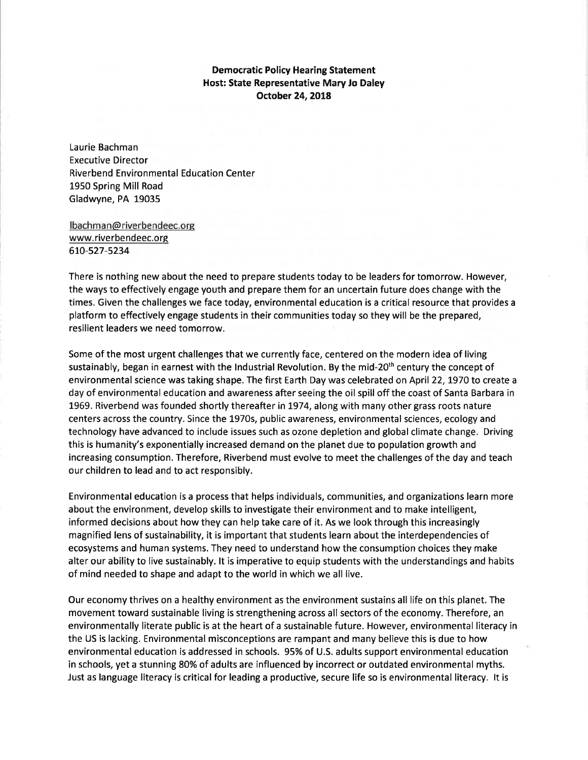**Democratic Policy Hearing Statement**
**Host: State Representative Mary Jo Daley**
**October 24, 2018**

Laurie Bachman
Executive Director
Riverbend Environmental Education Center
1950 Spring Mill Road
Gladwyne, PA 19035

lbachman@riverbendeec.org
www.riverbendeec.org
610-527-5234

There is nothing new about the need to prepare students today to be leaders for tomorrow. However, the ways to effectively engage youth and prepare them for an uncertain future does change with the times. Given the challenges we face today, environmental education is a critical resource that provides a platform to effectively engage students in their communities today so they will be the prepared, resilient leaders we need tomorrow.

Some of the most urgent challenges that we currently face, centered on the modern idea of living sustainably, began in earnest with the Industrial Revolution. By the mid-20th century the concept of environmental science was taking shape. The first Earth Day was celebrated on April 22, 1970 to create a day of environmental education and awareness after seeing the oil spill off the coast of Santa Barbara in 1969. Riverbend was founded shortly thereafter in 1974, along with many other grass roots nature centers across the country. Since the 1970s, public awareness, environmental sciences, ecology and technology have advanced to include issues such as ozone depletion and global climate change. Driving this is humanity's exponentially increased demand on the planet due to population growth and increasing consumption. Therefore, Riverbend must evolve to meet the challenges of the day and teach our children to lead and to act responsibly.

Environmental education is a process that helps individuals, communities, and organizations learn more about the environment, develop skills to investigate their environment and to make intelligent, informed decisions about how they can help take care of it. As we look through this increasingly magnified lens of sustainability, it is important that students learn about the interdependencies of ecosystems and human systems. They need to understand how the consumption choices they make alter our ability to live sustainably. It is imperative to equip students with the understandings and habits of mind needed to shape and adapt to the world in which we all live.

Our economy thrives on a healthy environment as the environment sustains all life on this planet. The movement toward sustainable living is strengthening across all sectors of the economy. Therefore, an environmentally literate public is at the heart of a sustainable future. However, environmental literacy in the US is lacking. Environmental misconceptions are rampant and many believe this is due to how environmental education is addressed in schools. 95% of U.S. adults support environmental education in schools, yet a stunning 80% of adults are influenced by incorrect or outdated environmental myths. Just as language literacy is critical for leading a productive, secure life so is environmental literacy. It is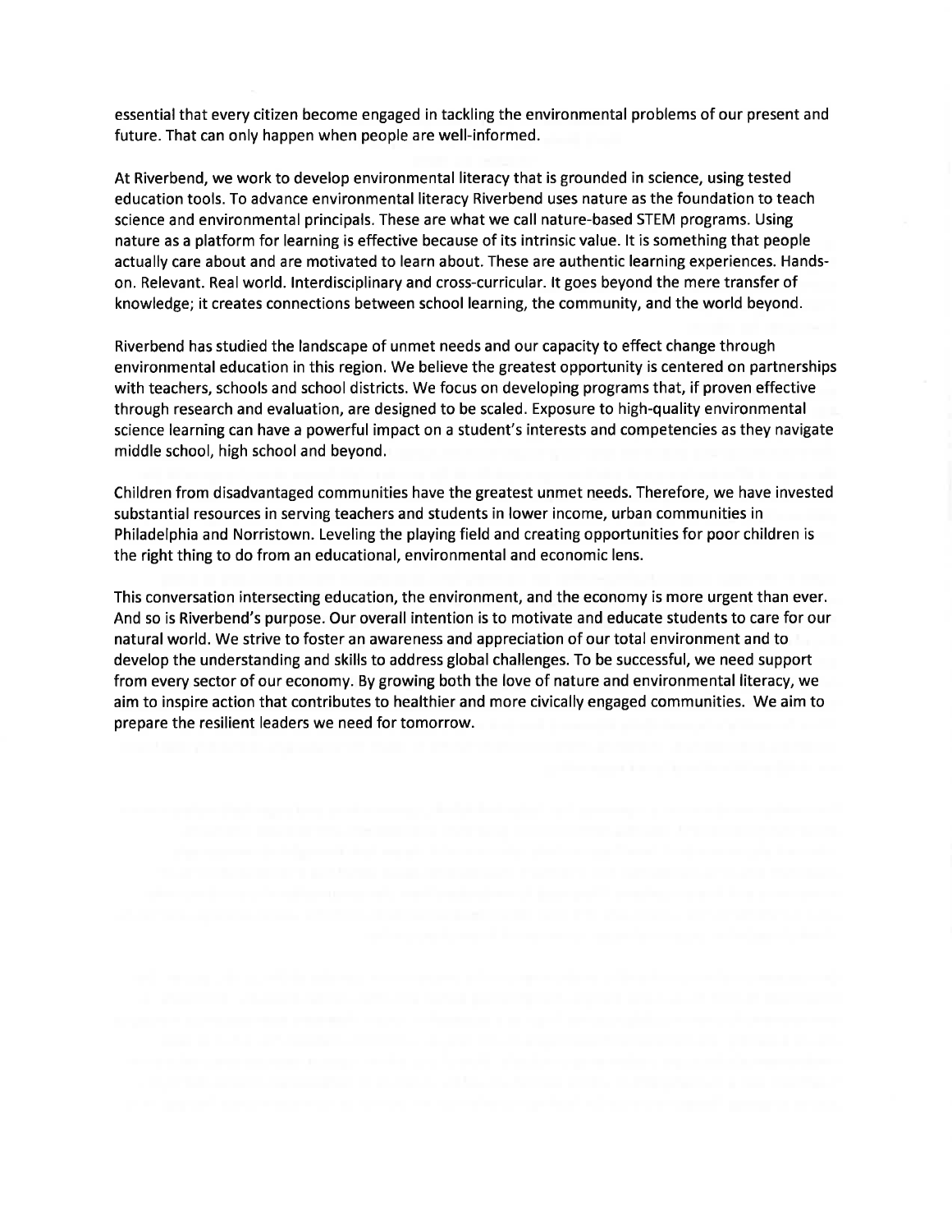essential that every citizen become engaged in tackling the environmental problems of our present and future. That can only happen when people are well-informed.

At Riverbend, we work to develop environmental literacy that is grounded in science, using tested education tools. To advance environmental literacy Riverbend uses nature as the foundation to teach science and environmental principals. These are what we call nature-based STEM programs. Using nature as a platform for learning is effective because of its intrinsic value. It is something that people actually care about and are motivated to learn about. These are authentic learning experiences. Hands-on. Relevant. Real world. Interdisciplinary and cross-curricular. It goes beyond the mere transfer of knowledge; it creates connections between school learning, the community, and the world beyond.

Riverbend has studied the landscape of unmet needs and our capacity to effect change through environmental education in this region. We believe the greatest opportunity is centered on partnerships with teachers, schools and school districts. We focus on developing programs that, if proven effective through research and evaluation, are designed to be scaled. Exposure to high-quality environmental science learning can have a powerful impact on a student's interests and competencies as they navigate middle school, high school and beyond.

Children from disadvantaged communities have the greatest unmet needs. Therefore, we have invested substantial resources in serving teachers and students in lower income, urban communities in Philadelphia and Norristown. Leveling the playing field and creating opportunities for poor children is the right thing to do from an educational, environmental and economic lens.

This conversation intersecting education, the environment, and the economy is more urgent than ever. And so is Riverbend's purpose. Our overall intention is to motivate and educate students to care for our natural world. We strive to foster an awareness and appreciation of our total environment and to develop the understanding and skills to address global challenges. To be successful, we need support from every sector of our economy. By growing both the love of nature and environmental literacy, we aim to inspire action that contributes to healthier and more civically engaged communities. We aim to prepare the resilient leaders we need for tomorrow.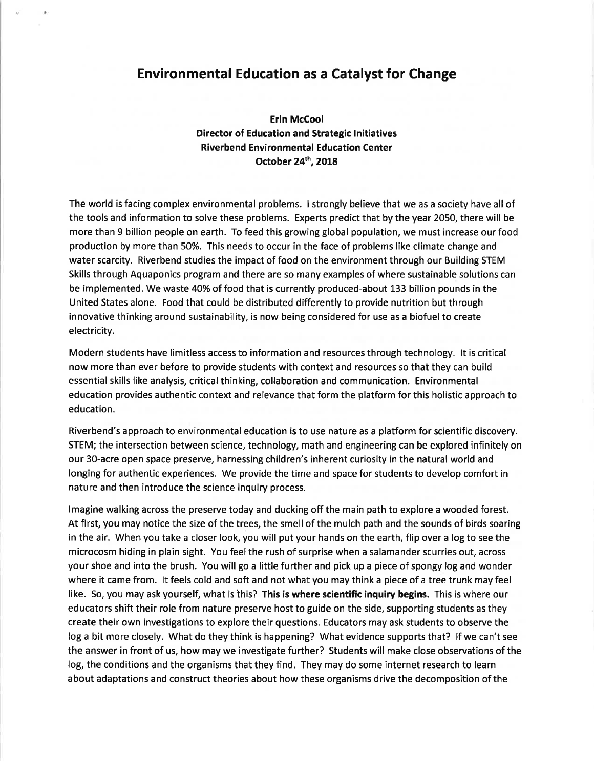# Environmental Education as a Catalyst for Change

**Erin McCool**
**Director of Education and Strategic Initiatives**
**Riverbend Environmental Education Center**
**October 24th, 2018**

The world is facing complex environmental problems. I strongly believe that we as a society have all of the tools and information to solve these problems. Experts predict that by the year 2050, there will be more than 9 billion people on earth. To feed this growing global population, we must increase our food production by more than 50%. This needs to occur in the face of problems like climate change and water scarcity. Riverbend studies the impact of food on the environment through our Building STEM Skills through Aquaponics program and there are so many examples of where sustainable solutions can be implemented. We waste 40% of food that is currently produced-about 133 billion pounds in the United States alone. Food that could be distributed differently to provide nutrition but through innovative thinking around sustainability, is now being considered for use as a biofuel to create electricity.

Modern students have limitless access to information and resources through technology. It is critical now more than ever before to provide students with context and resources so that they can build essential skills like analysis, critical thinking, collaboration and communication. Environmental education provides authentic context and relevance that form the platform for this holistic approach to education.

Riverbend's approach to environmental education is to use nature as a platform for scientific discovery. STEM; the intersection between science, technology, math and engineering can be explored infinitely on our 30-acre open space preserve, harnessing children's inherent curiosity in the natural world and longing for authentic experiences. We provide the time and space for students to develop comfort in nature and then introduce the science inquiry process.

Imagine walking across the preserve today and ducking off the main path to explore a wooded forest. At first, you may notice the size of the trees, the smell of the mulch path and the sounds of birds soaring in the air. When you take a closer look, you will put your hands on the earth, flip over a log to see the microcosm hiding in plain sight. You feel the rush of surprise when a salamander scurries out, across your shoe and into the brush. You will go a little further and pick up a piece of spongy log and wonder where it came from. It feels cold and soft and not what you may think a piece of a tree trunk may feel like. So, you may ask yourself, what is this? **This is where scientific inquiry begins.** This is where our educators shift their role from nature preserve host to guide on the side, supporting students as they create their own investigations to explore their questions. Educators may ask students to observe the log a bit more closely. What do they think is happening? What evidence supports that? If we can't see the answer in front of us, how may we investigate further? Students will make close observations of the log, the conditions and the organisms that they find. They may do some internet research to learn about adaptations and construct theories about how these organisms drive the decomposition of the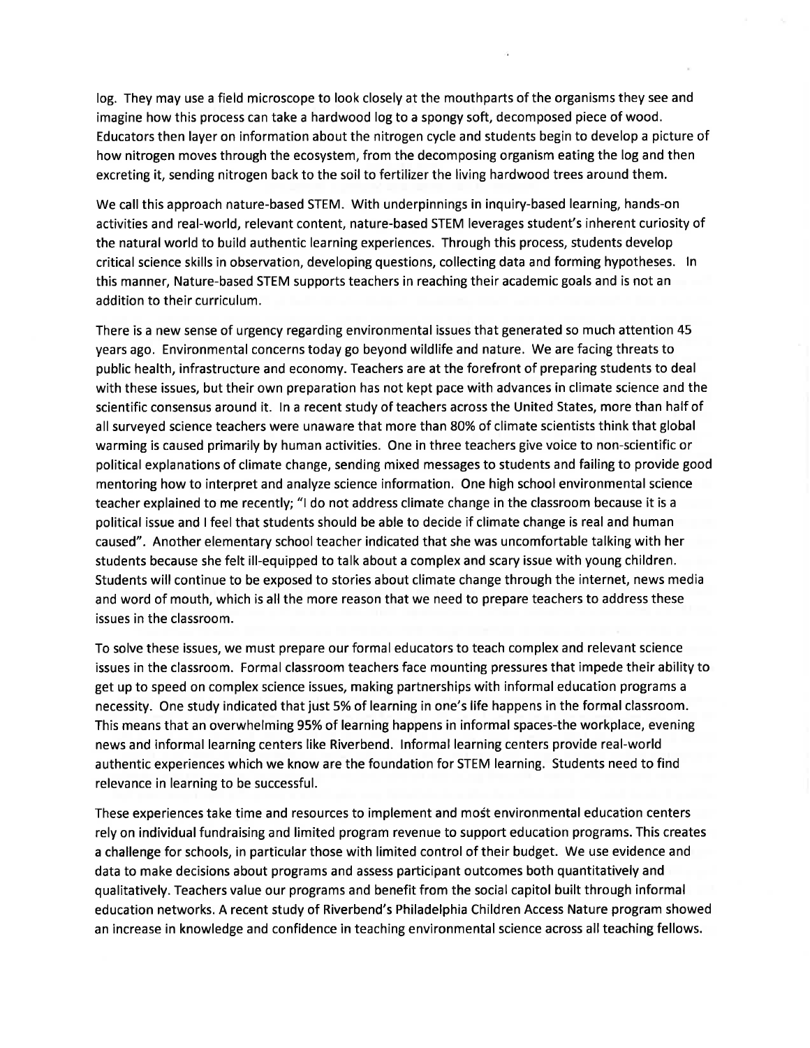log. They may use a field microscope to look closely at the mouthparts of the organisms they see and imagine how this process can take a hardwood log to a spongy soft, decomposed piece of wood. Educators then layer on information about the nitrogen cycle and students begin to develop a picture of how nitrogen moves through the ecosystem, from the decomposing organism eating the log and then excreting it, sending nitrogen back to the soil to fertilizer the living hardwood trees around them.

We call this approach nature-based STEM. With underpinnings in inquiry-based learning, hands-on activities and real-world, relevant content, nature-based STEM leverages student's inherent curiosity of the natural world to build authentic learning experiences. Through this process, students develop critical science skills in observation, developing questions, collecting data and forming hypotheses. In this manner, Nature-based STEM supports teachers in reaching their academic goals and is not an addition to their curriculum.

There is a new sense of urgency regarding environmental issues that generated so much attention 45 years ago. Environmental concerns today go beyond wildlife and nature. We are facing threats to public health, infrastructure and economy. Teachers are at the forefront of preparing students to deal with these issues, but their own preparation has not kept pace with advances in climate science and the scientific consensus around it. In a recent study of teachers across the United States, more than half of all surveyed science teachers were unaware that more than 80% of climate scientists think that global warming is caused primarily by human activities. One in three teachers give voice to non-scientific or political explanations of climate change, sending mixed messages to students and failing to provide good mentoring how to interpret and analyze science information. One high school environmental science teacher explained to me recently; "I do not address climate change in the classroom because it is a political issue and I feel that students should be able to decide if climate change is real and human caused". Another elementary school teacher indicated that she was uncomfortable talking with her students because she felt ill-equipped to talk about a complex and scary issue with young children. Students will continue to be exposed to stories about climate change through the internet, news media and word of mouth, which is all the more reason that we need to prepare teachers to address these issues in the classroom.

To solve these issues, we must prepare our formal educators to teach complex and relevant science issues in the classroom. Formal classroom teachers face mounting pressures that impede their ability to get up to speed on complex science issues, making partnerships with informal education programs a necessity. One study indicated that just 5% of learning in one's life happens in the formal classroom. This means that an overwhelming 95% of learning happens in informal spaces-the workplace, evening news and informal learning centers like Riverbend. Informal learning centers provide real-world authentic experiences which we know are the foundation for STEM learning. Students need to find relevance in learning to be successful.

These experiences take time and resources to implement and most environmental education centers rely on individual fundraising and limited program revenue to support education programs. This creates a challenge for schools, in particular those with limited control of their budget. We use evidence and data to make decisions about programs and assess participant outcomes both quantitatively and qualitatively. Teachers value our programs and benefit from the social capitol built through informal education networks. A recent study of Riverbend's Philadelphia Children Access Nature program showed an increase in knowledge and confidence in teaching environmental science across all teaching fellows.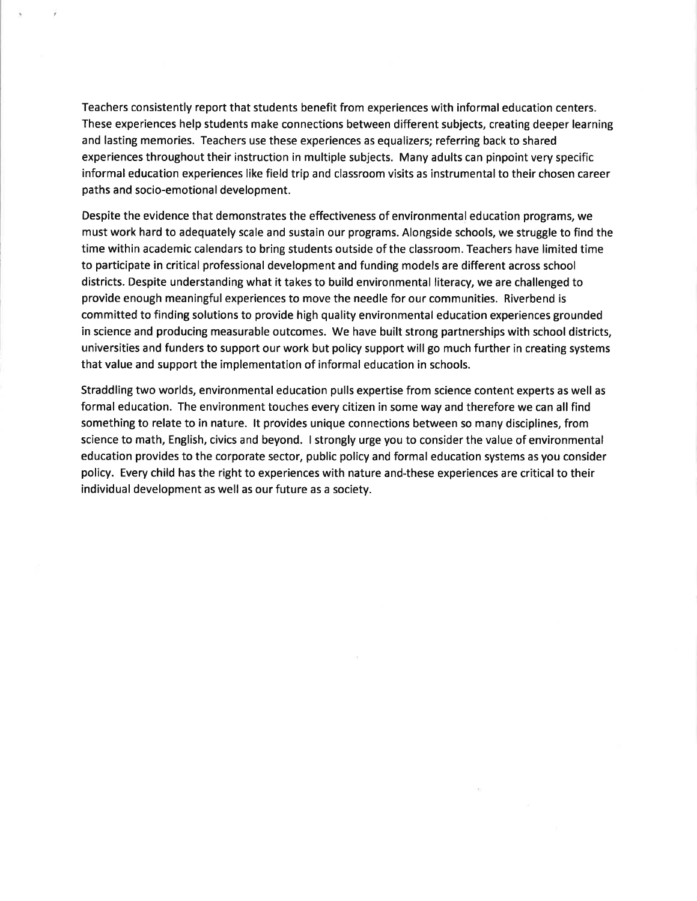Teachers consistently report that students benefit from experiences with informal education centers. These experiences help students make connections between different subjects, creating deeper learning and lasting memories. Teachers use these experiences as equalizers; referring back to shared experiences throughout their instruction in multiple subjects. Many adults can pinpoint very specific informal education experiences like field trip and classroom visits as instrumental to their chosen career paths and socio-emotional development.

Despite the evidence that demonstrates the effectiveness of environmental education programs, we must work hard to adequately scale and sustain our programs. Alongside schools, we struggle to find the time within academic calendars to bring students outside of the classroom. Teachers have limited time to participate in critical professional development and funding models are different across school districts. Despite understanding what it takes to build environmental literacy, we are challenged to provide enough meaningful experiences to move the needle for our communities. Riverbend is committed to finding solutions to provide high quality environmental education experiences grounded in science and producing measurable outcomes. We have built strong partnerships with school districts, universities and funders to support our work but policy support will go much further in creating systems that value and support the implementation of informal education in schools.

Straddling two worlds, environmental education pulls expertise from science content experts as well as formal education. The environment touches every citizen in some way and therefore we can all find something to relate to in nature. It provides unique connections between so many disciplines, from science to math, English, civics and beyond. I strongly urge you to consider the value of environmental education provides to the corporate sector, public policy and formal education systems as you consider policy. Every child has the right to experiences with nature and-these experiences are critical to their individual development as well as our future as a society.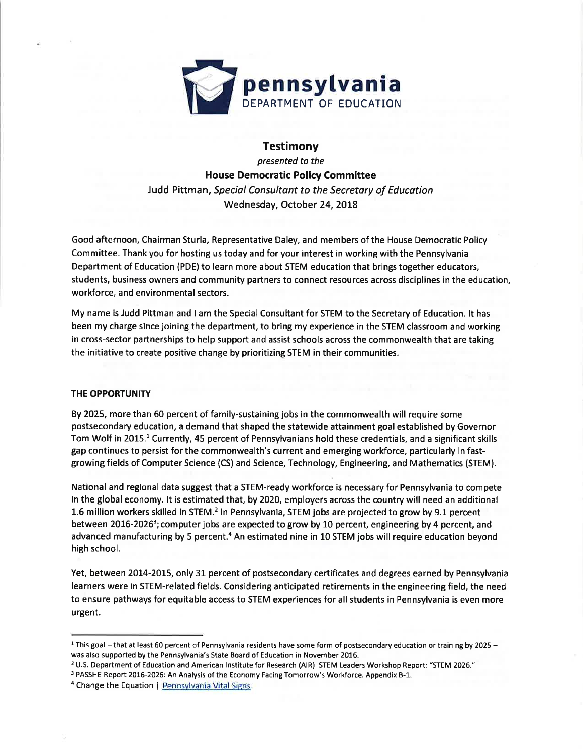**pennsylvania**
DEPARTMENT OF EDUCATION

## Testimony

*presented to the*

**House Democratic Policy Committee**

Judd Pittman, *Special Consultant to the Secretary of Education*

Wednesday, October 24, 2018

Good afternoon, Chairman Sturla, Representative Daley, and members of the House Democratic Policy Committee. Thank you for hosting us today and for your interest in working with the Pennsylvania Department of Education (PDE) to learn more about STEM education that brings together educators, students, business owners and community partners to connect resources across disciplines in the education, workforce, and environmental sectors.

My name is Judd Pittman and I am the Special Consultant for STEM to the Secretary of Education. It has been my charge since joining the department, to bring my experience in the STEM classroom and working in cross-sector partnerships to help support and assist schools across the commonwealth that are taking the initiative to create positive change by prioritizing STEM in their communities.

### THE OPPORTUNITY

By 2025, more than 60 percent of family-sustaining jobs in the commonwealth will require some postsecondary education, a demand that shaped the statewide attainment goal established by Governor Tom Wolf in 2015.[1] Currently, 45 percent of Pennsylvanians hold these credentials, and a significant skills gap continues to persist for the commonwealth's current and emerging workforce, particularly in fast-growing fields of Computer Science (CS) and Science, Technology, Engineering, and Mathematics (STEM).

National and regional data suggest that a STEM-ready workforce is necessary for Pennsylvania to compete in the global economy. It is estimated that, by 2020, employers across the country will need an additional 1.6 million workers skilled in STEM.[2] In Pennsylvania, STEM jobs are projected to grow by 9.1 percent between 2016-2026[3]; computer jobs are expected to grow by 10 percent, engineering by 4 percent, and advanced manufacturing by 5 percent.[4] An estimated nine in 10 STEM jobs will require education beyond high school.

Yet, between 2014-2015, only 31 percent of postsecondary certificates and degrees earned by Pennsylvania learners were in STEM-related fields. Considering anticipated retirements in the engineering field, the need to ensure pathways for equitable access to STEM experiences for all students in Pennsylvania is even more urgent.

---

[1] This goal – that at least 60 percent of Pennsylvania residents have some form of postsecondary education or training by 2025 – was also supported by the Pennsylvania's State Board of Education in November 2016.

[2] U.S. Department of Education and American Institute for Research (AIR). STEM Leaders Workshop Report: "STEM 2026."

[3] PASSHE Report 2016-2026: An Analysis of the Economy Facing Tomorrow's Workforce. Appendix B-1.

[4] Change the Equation | Pennsylvania Vital Signs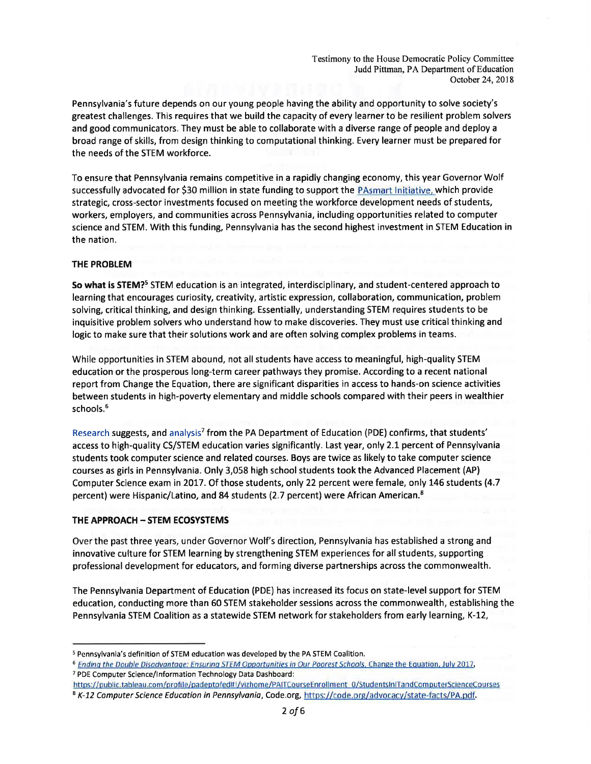Testimony to the House Democratic Policy Committee
Judd Pittman, PA Department of Education
October 24, 2018

Pennsylvania's future depends on our young people having the ability and opportunity to solve society's greatest challenges. This requires that we build the capacity of every learner to be resilient problem solvers and good communicators. They must be able to collaborate with a diverse range of people and deploy a broad range of skills, from design thinking to computational thinking. Every learner must be prepared for the needs of the STEM workforce.

To ensure that Pennsylvania remains competitive in a rapidly changing economy, this year Governor Wolf successfully advocated for $30 million in state funding to support the PAsmart Initiative, which provide strategic, cross-sector investments focused on meeting the workforce development needs of students, workers, employers, and communities across Pennsylvania, including opportunities related to computer science and STEM. With this funding, Pennsylvania has the second highest investment in STEM Education in the nation.

**THE PROBLEM**

**So what is STEM?**[5] STEM education is an integrated, interdisciplinary, and student-centered approach to learning that encourages curiosity, creativity, artistic expression, collaboration, communication, problem solving, critical thinking, and design thinking. Essentially, understanding STEM requires students to be inquisitive problem solvers who understand how to make discoveries. They must use critical thinking and logic to make sure that their solutions work and are often solving complex problems in teams.

While opportunities in STEM abound, not all students have access to meaningful, high-quality STEM education or the prosperous long-term career pathways they promise. According to a recent national report from Change the Equation, there are significant disparities in access to hands-on science activities between students in high-poverty elementary and middle schools compared with their peers in wealthier schools.[6]

Research suggests, and analysis[7] from the PA Department of Education (PDE) confirms, that students' access to high-quality CS/STEM education varies significantly. Last year, only 2.1 percent of Pennsylvania students took computer science and related courses. Boys are twice as likely to take computer science courses as girls in Pennsylvania. Only 3,058 high school students took the Advanced Placement (AP) Computer Science exam in 2017. Of those students, only 22 percent were female, only 146 students (4.7 percent) were Hispanic/Latino, and 84 students (2.7 percent) were African American.[8]

**THE APPROACH – STEM ECOSYSTEMS**

Over the past three years, under Governor Wolf's direction, Pennsylvania has established a strong and innovative culture for STEM learning by strengthening STEM experiences for all students, supporting professional development for educators, and forming diverse partnerships across the commonwealth.

The Pennsylvania Department of Education (PDE) has increased its focus on state-level support for STEM education, conducting more than 60 STEM stakeholder sessions across the commonwealth, establishing the Pennsylvania STEM Coalition as a statewide STEM network for stakeholders from early learning, K-12,

---

[5] Pennsylvania's definition of STEM education was developed by the PA STEM Coalition.

[6] *Ending the Double Disadvantage: Ensuring STEM Opportunities in Our Poorest Schools*, Change the Equation, July 2017.

[7] PDE Computer Science/Information Technology Data Dashboard: https://public.tableau.com/profile/padeptofed#!/vizhome/PAITCourseEnrollment_0/StudentsInITandComputerScienceCourses

[8] *K-12 Computer Science Education in Pennsylvania*, Code.org, https://code.org/advocacy/state-facts/PA.pdf.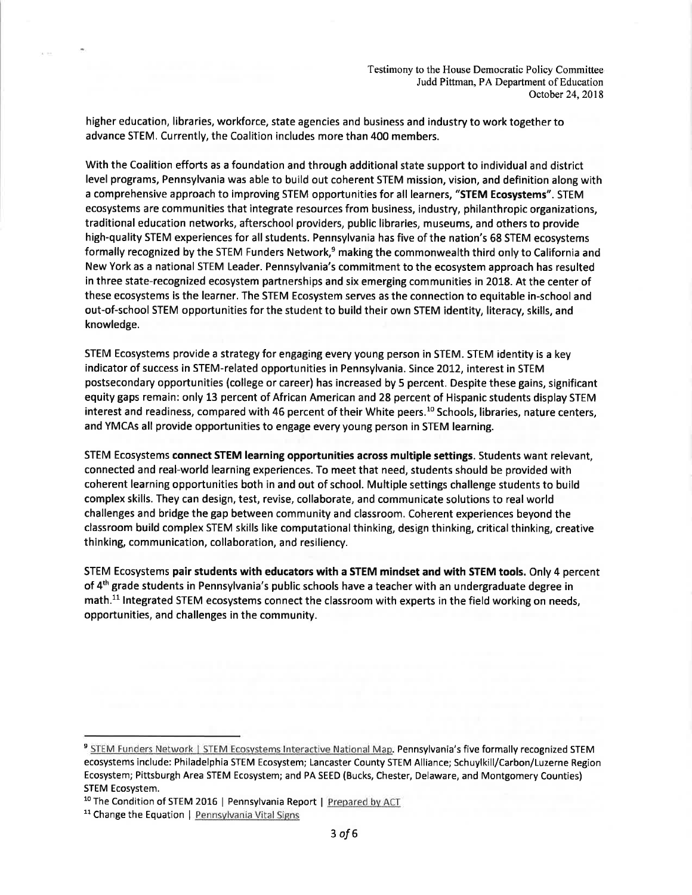higher education, libraries, workforce, state agencies and business and industry to work together to advance STEM. Currently, the Coalition includes more than 400 members.

With the Coalition efforts as a foundation and through additional state support to individual and district level programs, Pennsylvania was able to build out coherent STEM mission, vision, and definition along with a comprehensive approach to improving STEM opportunities for all learners, **"STEM Ecosystems"**. STEM ecosystems are communities that integrate resources from business, industry, philanthropic organizations, traditional education networks, afterschool providers, public libraries, museums, and others to provide high-quality STEM experiences for all students. Pennsylvania has five of the nation's 68 STEM ecosystems formally recognized by the STEM Funders Network,[9] making the commonwealth third only to California and New York as a national STEM Leader. Pennsylvania's commitment to the ecosystem approach has resulted in three state-recognized ecosystem partnerships and six emerging communities in 2018. At the center of these ecosystems is the learner. The STEM Ecosystem serves as the connection to equitable in-school and out-of-school STEM opportunities for the student to build their own STEM identity, literacy, skills, and knowledge.

STEM Ecosystems provide a strategy for engaging every young person in STEM. STEM identity is a key indicator of success in STEM-related opportunities in Pennsylvania. Since 2012, interest in STEM postsecondary opportunities (college or career) has increased by 5 percent. Despite these gains, significant equity gaps remain: only 13 percent of African American and 28 percent of Hispanic students display STEM interest and readiness, compared with 46 percent of their White peers.[10] Schools, libraries, nature centers, and YMCAs all provide opportunities to engage every young person in STEM learning.

STEM Ecosystems **connect STEM learning opportunities across multiple settings**. Students want relevant, connected and real-world learning experiences. To meet that need, students should be provided with coherent learning opportunities both in and out of school. Multiple settings challenge students to build complex skills. They can design, test, revise, collaborate, and communicate solutions to real world challenges and bridge the gap between community and classroom. Coherent experiences beyond the classroom build complex STEM skills like computational thinking, design thinking, critical thinking, creative thinking, communication, collaboration, and resiliency.

STEM Ecosystems **pair students with educators with a STEM mindset and with STEM tools.** Only 4 percent of 4th grade students in Pennsylvania's public schools have a teacher with an undergraduate degree in math.[11] Integrated STEM ecosystems connect the classroom with experts in the field working on needs, opportunities, and challenges in the community.

---

[9] STEM Funders Network | STEM Ecosystems Interactive National Map. Pennsylvania's five formally recognized STEM ecosystems include: Philadelphia STEM Ecosystem; Lancaster County STEM Alliance; Schuylkill/Carbon/Luzerne Region Ecosystem; Pittsburgh Area STEM Ecosystem; and PA SEED (Bucks, Chester, Delaware, and Montgomery Counties) STEM Ecosystem.

[10] The Condition of STEM 2016 | Pennsylvania Report | Prepared by ACT

[11] Change the Equation | Pennsylvania Vital Signs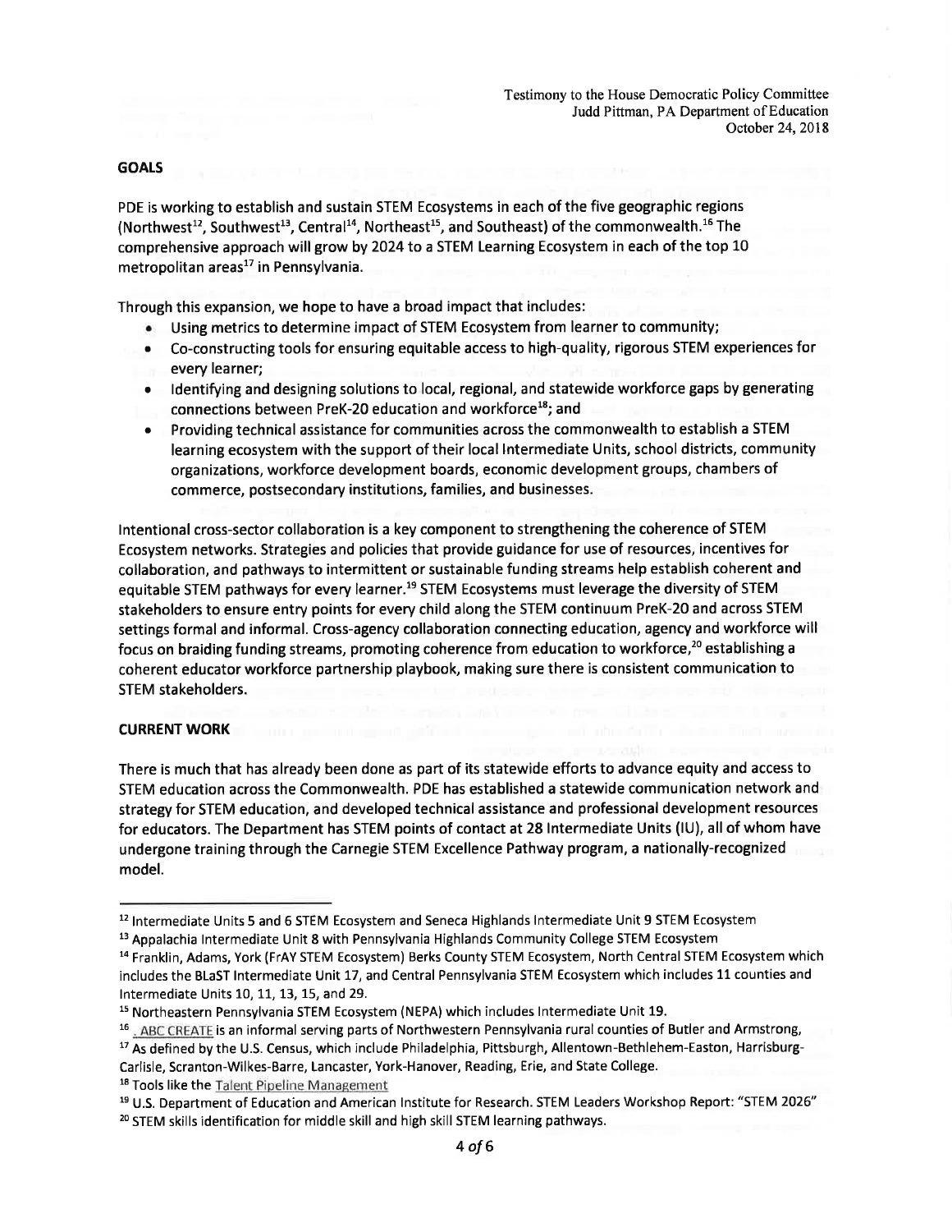## GOALS

PDE is working to establish and sustain STEM Ecosystems in each of the five geographic regions (Northwest[12], Southwest[13], Central[14], Northeast[15], and Southeast) of the commonwealth.[16] The comprehensive approach will grow by 2024 to a STEM Learning Ecosystem in each of the top 10 metropolitan areas[17] in Pennsylvania.

Through this expansion, we hope to have a broad impact that includes:

- Using metrics to determine impact of STEM Ecosystem from learner to community;
- Co-constructing tools for ensuring equitable access to high-quality, rigorous STEM experiences for every learner;
- Identifying and designing solutions to local, regional, and statewide workforce gaps by generating connections between PreK-20 education and workforce[18]; and
- Providing technical assistance for communities across the commonwealth to establish a STEM learning ecosystem with the support of their local Intermediate Units, school districts, community organizations, workforce development boards, economic development groups, chambers of commerce, postsecondary institutions, families, and businesses.

Intentional cross-sector collaboration is a key component to strengthening the coherence of STEM Ecosystem networks. Strategies and policies that provide guidance for use of resources, incentives for collaboration, and pathways to intermittent or sustainable funding streams help establish coherent and equitable STEM pathways for every learner.[19] STEM Ecosystems must leverage the diversity of STEM stakeholders to ensure entry points for every child along the STEM continuum PreK-20 and across STEM settings formal and informal. Cross-agency collaboration connecting education, agency and workforce will focus on braiding funding streams, promoting coherence from education to workforce,[20] establishing a coherent educator workforce partnership playbook, making sure there is consistent communication to STEM stakeholders.

## CURRENT WORK

There is much that has already been done as part of its statewide efforts to advance equity and access to STEM education across the Commonwealth. PDE has established a statewide communication network and strategy for STEM education, and developed technical assistance and professional development resources for educators. The Department has STEM points of contact at 28 Intermediate Units (IU), all of whom have undergone training through the Carnegie STEM Excellence Pathway program, a nationally-recognized model.

---

[12] Intermediate Units 5 and 6 STEM Ecosystem and Seneca Highlands Intermediate Unit 9 STEM Ecosystem

[13] Appalachia Intermediate Unit 8 with Pennsylvania Highlands Community College STEM Ecosystem

[14] Franklin, Adams, York (FrAY STEM Ecosystem) Berks County STEM Ecosystem, North Central STEM Ecosystem which includes the BLaST Intermediate Unit 17, and Central Pennsylvania STEM Ecosystem which includes 11 counties and Intermediate Units 10, 11, 13, 15, and 29.

[15] Northeastern Pennsylvania STEM Ecosystem (NEPA) which includes Intermediate Unit 19.

[16] . ABC CREATE is an informal serving parts of Northwestern Pennsylvania rural counties of Butler and Armstrong,

[17] As defined by the U.S. Census, which include Philadelphia, Pittsburgh, Allentown-Bethlehem-Easton, Harrisburg-Carlisle, Scranton-Wilkes-Barre, Lancaster, York-Hanover, Reading, Erie, and State College.

[18] Tools like the Talent Pipeline Management

[19] U.S. Department of Education and American Institute for Research. STEM Leaders Workshop Report: "STEM 2026"

[20] STEM skills identification for middle skill and high skill STEM learning pathways.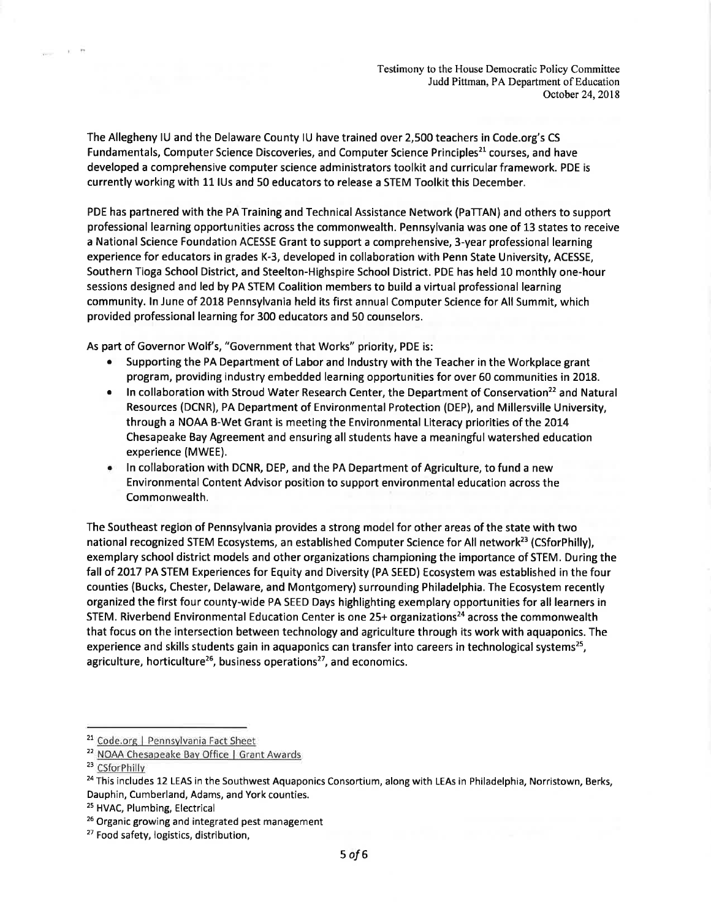The Allegheny IU and the Delaware County IU have trained over 2,500 teachers in Code.org's CS Fundamentals, Computer Science Discoveries, and Computer Science Principles[21] courses, and have developed a comprehensive computer science administrators toolkit and curricular framework. PDE is currently working with 11 IUs and 50 educators to release a STEM Toolkit this December.

PDE has partnered with the PA Training and Technical Assistance Network (PaTTAN) and others to support professional learning opportunities across the commonwealth. Pennsylvania was one of 13 states to receive a National Science Foundation ACESSE Grant to support a comprehensive, 3-year professional learning experience for educators in grades K-3, developed in collaboration with Penn State University, ACESSE, Southern Tioga School District, and Steelton-Highspire School District. PDE has held 10 monthly one-hour sessions designed and led by PA STEM Coalition members to build a virtual professional learning community. In June of 2018 Pennsylvania held its first annual Computer Science for All Summit, which provided professional learning for 300 educators and 50 counselors.

As part of Governor Wolf's, "Government that Works" priority, PDE is:

- Supporting the PA Department of Labor and Industry with the Teacher in the Workplace grant program, providing industry embedded learning opportunities for over 60 communities in 2018.
- In collaboration with Stroud Water Research Center, the Department of Conservation[22] and Natural Resources (DCNR), PA Department of Environmental Protection (DEP), and Millersville University, through a NOAA B-Wet Grant is meeting the Environmental Literacy priorities of the 2014 Chesapeake Bay Agreement and ensuring all students have a meaningful watershed education experience (MWEE).
- In collaboration with DCNR, DEP, and the PA Department of Agriculture, to fund a new Environmental Content Advisor position to support environmental education across the Commonwealth.

The Southeast region of Pennsylvania provides a strong model for other areas of the state with two national recognized STEM Ecosystems, an established Computer Science for All network[23] (CSforPhilly), exemplary school district models and other organizations championing the importance of STEM. During the fall of 2017 PA STEM Experiences for Equity and Diversity (PA SEED) Ecosystem was established in the four counties (Bucks, Chester, Delaware, and Montgomery) surrounding Philadelphia. The Ecosystem recently organized the first four county-wide PA SEED Days highlighting exemplary opportunities for all learners in STEM. Riverbend Environmental Education Center is one 25+ organizations[24] across the commonwealth that focus on the intersection between technology and agriculture through its work with aquaponics. The experience and skills students gain in aquaponics can transfer into careers in technological systems[25], agriculture, horticulture[26], business operations[27], and economics.

---

[21] Code.org | Pennsylvania Fact Sheet

[22] NOAA Chesapeake Bay Office | Grant Awards

[23] CSforPhilly

[24] This includes 12 LEAS in the Southwest Aquaponics Consortium, along with LEAs in Philadelphia, Norristown, Berks, Dauphin, Cumberland, Adams, and York counties.

[25] HVAC, Plumbing, Electrical

[26] Organic growing and integrated pest management

[27] Food safety, logistics, distribution,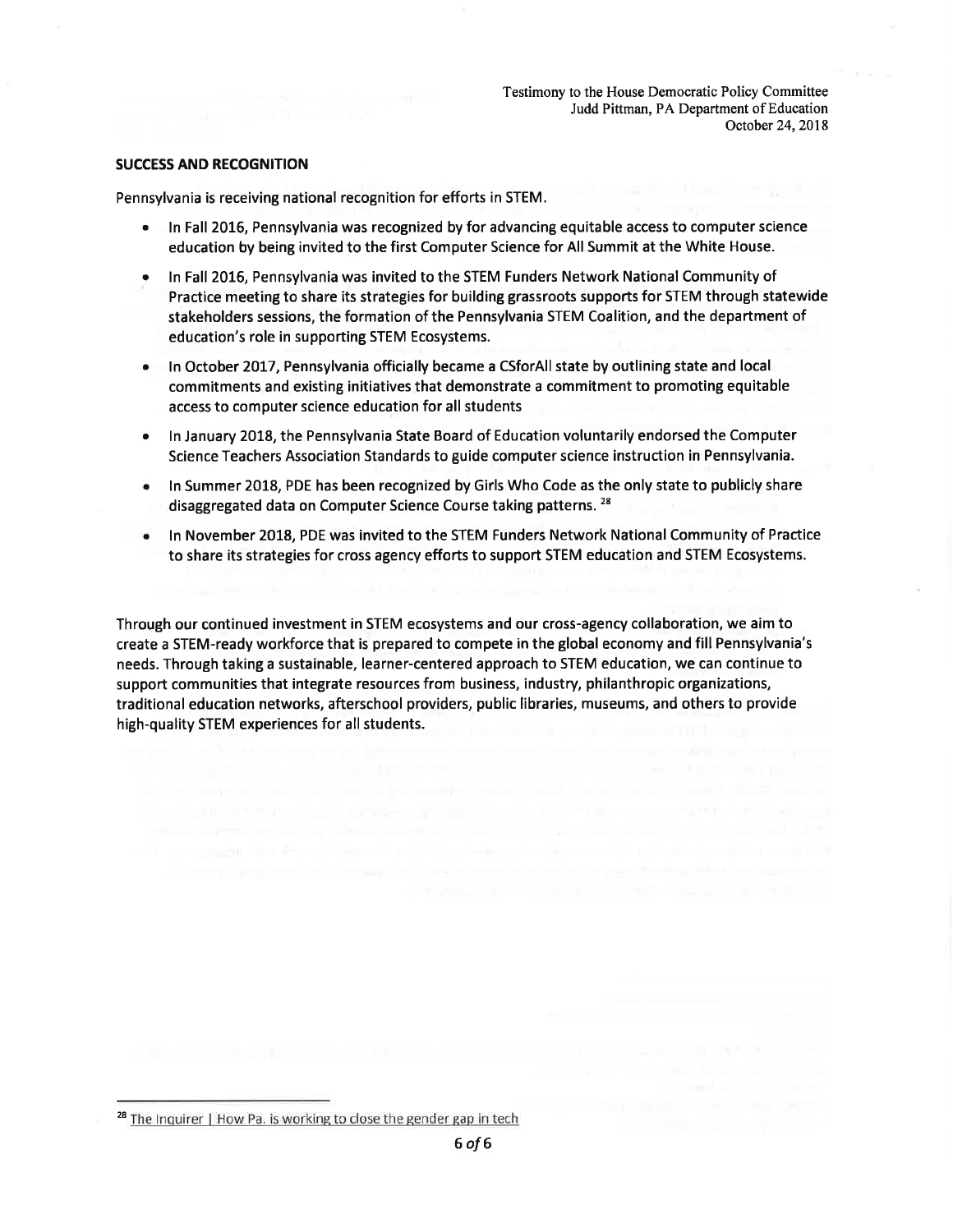## SUCCESS AND RECOGNITION

Pennsylvania is receiving national recognition for efforts in STEM.

- In Fall 2016, Pennsylvania was recognized by for advancing equitable access to computer science education by being invited to the first Computer Science for All Summit at the White House.
- In Fall 2016, Pennsylvania was invited to the STEM Funders Network National Community of Practice meeting to share its strategies for building grassroots supports for STEM through statewide stakeholders sessions, the formation of the Pennsylvania STEM Coalition, and the department of education's role in supporting STEM Ecosystems.
- In October 2017, Pennsylvania officially became a CSforAll state by outlining state and local commitments and existing initiatives that demonstrate a commitment to promoting equitable access to computer science education for all students
- In January 2018, the Pennsylvania State Board of Education voluntarily endorsed the Computer Science Teachers Association Standards to guide computer science instruction in Pennsylvania.
- In Summer 2018, PDE has been recognized by Girls Who Code as the only state to publicly share disaggregated data on Computer Science Course taking patterns. [28]
- In November 2018, PDE was invited to the STEM Funders Network National Community of Practice to share its strategies for cross agency efforts to support STEM education and STEM Ecosystems.

Through our continued investment in STEM ecosystems and our cross-agency collaboration, we aim to create a STEM-ready workforce that is prepared to compete in the global economy and fill Pennsylvania's needs. Through taking a sustainable, learner-centered approach to STEM education, we can continue to support communities that integrate resources from business, industry, philanthropic organizations, traditional education networks, afterschool providers, public libraries, museums, and others to provide high-quality STEM experiences for all students.

---

[28] The Inquirer | How Pa. is working to close the gender gap in tech